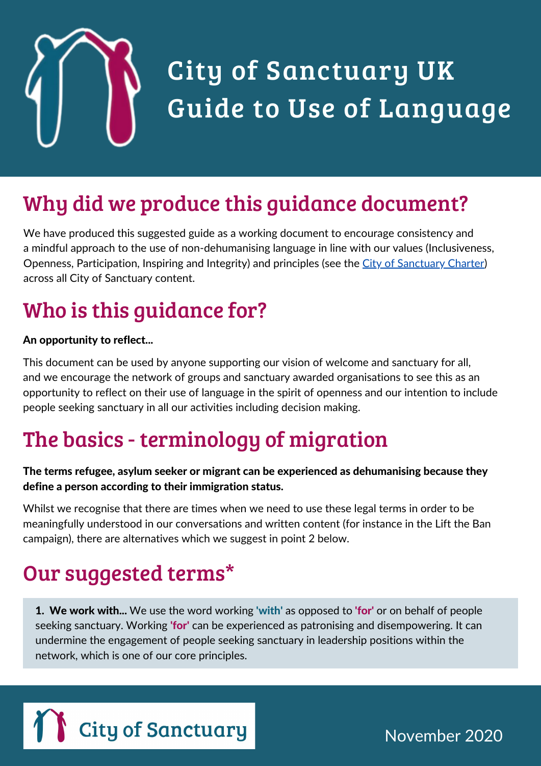# City of Sanctuary UK Guide to Use of Language

## Why did we produce this guidance document?

We have produced this suggested guide as a working document to encourage consistency and a mindful approach to the use of non-dehumanising language in line with our values (Inclusiveness, Openness, Participation, Inspiring and Integrity) and principles (see the [City of Sanctuary Charter]) across all City of Sanctuary content.

## Who is this guidance for?

**An opportunity to reflect...**

This document can be used by anyone supporting our vision of welcome and sanctuary for all, and we encourage the network of groups and sanctuary awarded organisations to see this as an opportunity to reflect on their use of language in the spirit of openness and our intention to include people seeking sanctuary in all our activities including decision making.

## The basics - terminology of migration

**The terms refugee, asylum seeker or migrant can be experienced as dehumanising because they define a person according to their immigration status.**

Whilst we recognise that there are times when we need to use these legal terms in order to be meaningfully understood in our conversations and written content (for instance in the Lift the Ban campaign), there are alternatives which we suggest in point 2 below.

## Our suggested terms*

1. **We work with...** We use the word working **'with'** as opposed to **'for'** or on behalf of people seeking sanctuary. Working **'for'** can be experienced as patronising and disempowering. It can undermine the engagement of people seeking sanctuary in leadership positions within the network, which is one of our core principles.

City of Sanctuary

November 2020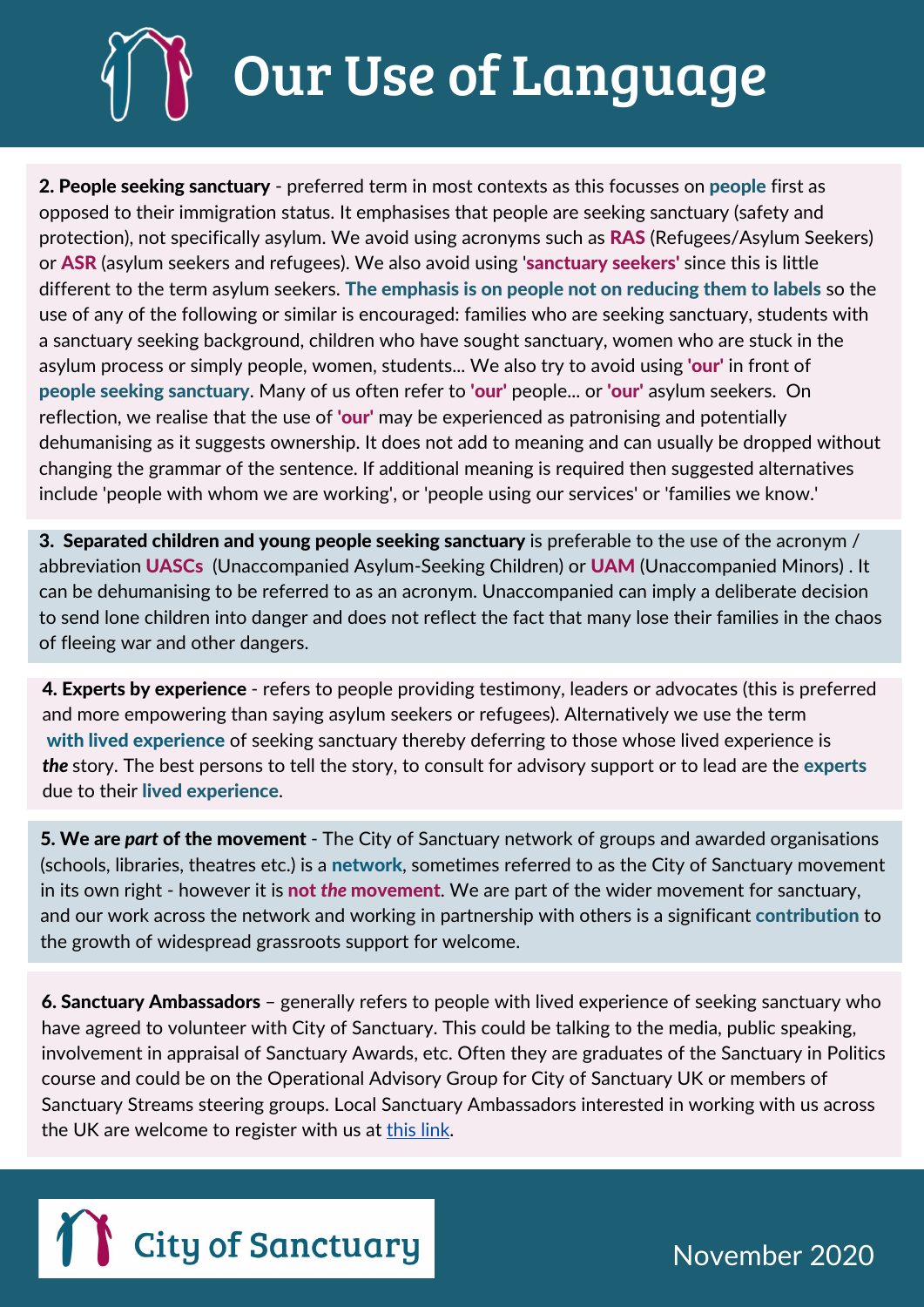# Our Use of Language

**2. People seeking sanctuary** - preferred term in most contexts as this focusses on **people** first as opposed to their immigration status. It emphasises that people are seeking sanctuary (safety and protection), not specifically asylum. We avoid using acronyms such as **RAS** (Refugees/Asylum Seekers) or **ASR** (asylum seekers and refugees). We also avoid using **'sanctuary seekers'** since this is little different to the term asylum seekers. **The emphasis is on people not on reducing them to labels** so the use of any of the following or similar is encouraged: families who are seeking sanctuary, students with a sanctuary seeking background, children who have sought sanctuary, women who are stuck in the asylum process or simply people, women, students... We also try to avoid using **'our'** in front of **people seeking sanctuary**. Many of us often refer to **'our'** people... or **'our'** asylum seekers. On reflection, we realise that the use of **'our'** may be experienced as patronising and potentially dehumanising as it suggests ownership. It does not add to meaning and can usually be dropped without changing the grammar of the sentence. If additional meaning is required then suggested alternatives include 'people with whom we are working', or 'people using our services' or 'families we know.'

**3. Separated children and young people seeking sanctuary** is preferable to the use of the acronym / abbreviation **UASCs** (Unaccompanied Asylum-Seeking Children) or **UAM** (Unaccompanied Minors) . It can be dehumanising to be referred to as an acronym. Unaccompanied can imply a deliberate decision to send lone children into danger and does not reflect the fact that many lose their families in the chaos of fleeing war and other dangers.

**4. Experts by experience** - refers to people providing testimony, leaders or advocates (this is preferred and more empowering than saying asylum seekers or refugees). Alternatively we use the term **with lived experience** of seeking sanctuary thereby deferring to those whose lived experience is ***the*** story. The best persons to tell the story, to consult for advisory support or to lead are the **experts** due to their **lived experience**.

**5. We are *part* of the movement** - The City of Sanctuary network of groups and awarded organisations (schools, libraries, theatres etc.) is a **network**, sometimes referred to as the City of Sanctuary movement in its own right - however it is **not *the* movement**. We are part of the wider movement for sanctuary, and our work across the network and working in partnership with others is a significant **contribution** to the growth of widespread grassroots support for welcome.

**6. Sanctuary Ambassadors** – generally refers to people with lived experience of seeking sanctuary who have agreed to volunteer with City of Sanctuary. This could be talking to the media, public speaking, involvement in appraisal of Sanctuary Awards, etc. Often they are graduates of the Sanctuary in Politics course and could be on the Operational Advisory Group for City of Sanctuary UK or members of Sanctuary Streams steering groups. Local Sanctuary Ambassadors interested in working with us across the UK are welcome to register with us at this link.

City of Sanctuary

November 2020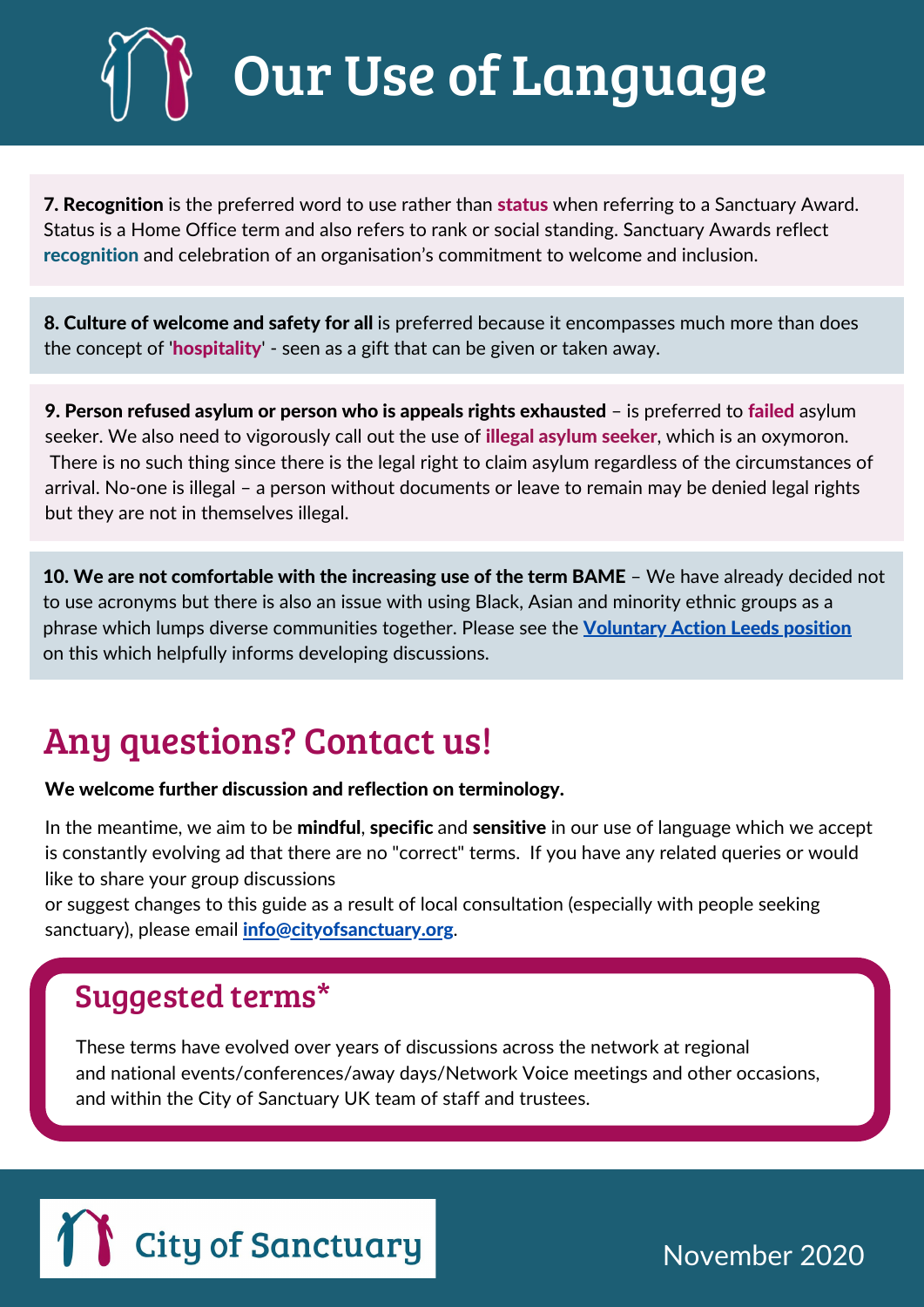# Our Use of Language

**7. Recognition** is the preferred word to use rather than **status** when referring to a Sanctuary Award. Status is a Home Office term and also refers to rank or social standing. Sanctuary Awards reflect **recognition** and celebration of an organisation's commitment to welcome and inclusion.

**8. Culture of welcome and safety for all** is preferred because it encompasses much more than does the concept of '**hospitality**' - seen as a gift that can be given or taken away.

**9. Person refused asylum or person who is appeals rights exhausted** – is preferred to **failed** asylum seeker. We also need to vigorously call out the use of **illegal asylum seeker**, which is an oxymoron. There is no such thing since there is the legal right to claim asylum regardless of the circumstances of arrival. No-one is illegal – a person without documents or leave to remain may be denied legal rights but they are not in themselves illegal.

**10. We are not comfortable with the increasing use of the term BAME** – We have already decided not to use acronyms but there is also an issue with using Black, Asian and minority ethnic groups as a phrase which lumps diverse communities together. Please see the **Voluntary Action Leeds position** on this which helpfully informs developing discussions.

## Any questions? Contact us!

**We welcome further discussion and reflection on terminology.**

In the meantime, we aim to be **mindful**, **specific** and **sensitive** in our use of language which we accept is constantly evolving ad that there are no "correct" terms. If you have any related queries or would like to share your group discussions
or suggest changes to this guide as a result of local consultation (especially with people seeking sanctuary), please email **info@cityofsanctuary.org**.

### Suggested terms*

These terms have evolved over years of discussions across the network at regional and national events/conferences/away days/Network Voice meetings and other occasions, and within the City of Sanctuary UK team of staff and trustees.

City of Sanctuary

November 2020